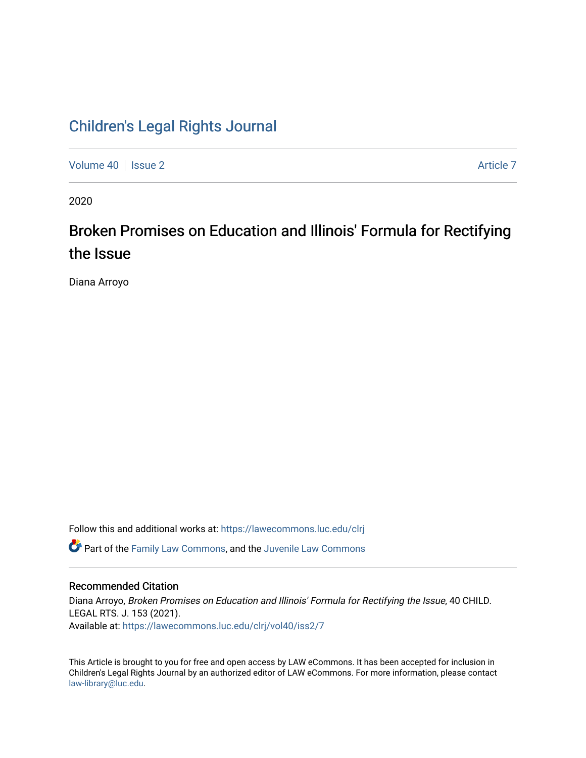Children's Legal Rights Journal

Volume 40 | Issue 2 | Article 7

2020

# Broken Promises on Education and Illinois' Formula for Rectifying the Issue

Diana Arroyo

Follow this and additional works at: https://lawecommons.luc.edu/clrj

Part of the Family Law Commons, and the Juvenile Law Commons

## Recommended Citation

Diana Arroyo, *Broken Promises on Education and Illinois' Formula for Rectifying the Issue*, 40 CHILD. LEGAL RTS. J. 153 (2021).
Available at: https://lawecommons.luc.edu/clrj/vol40/iss2/7

This Article is brought to you for free and open access by LAW eCommons. It has been accepted for inclusion in Children's Legal Rights Journal by an authorized editor of LAW eCommons. For more information, please contact law-library@luc.edu.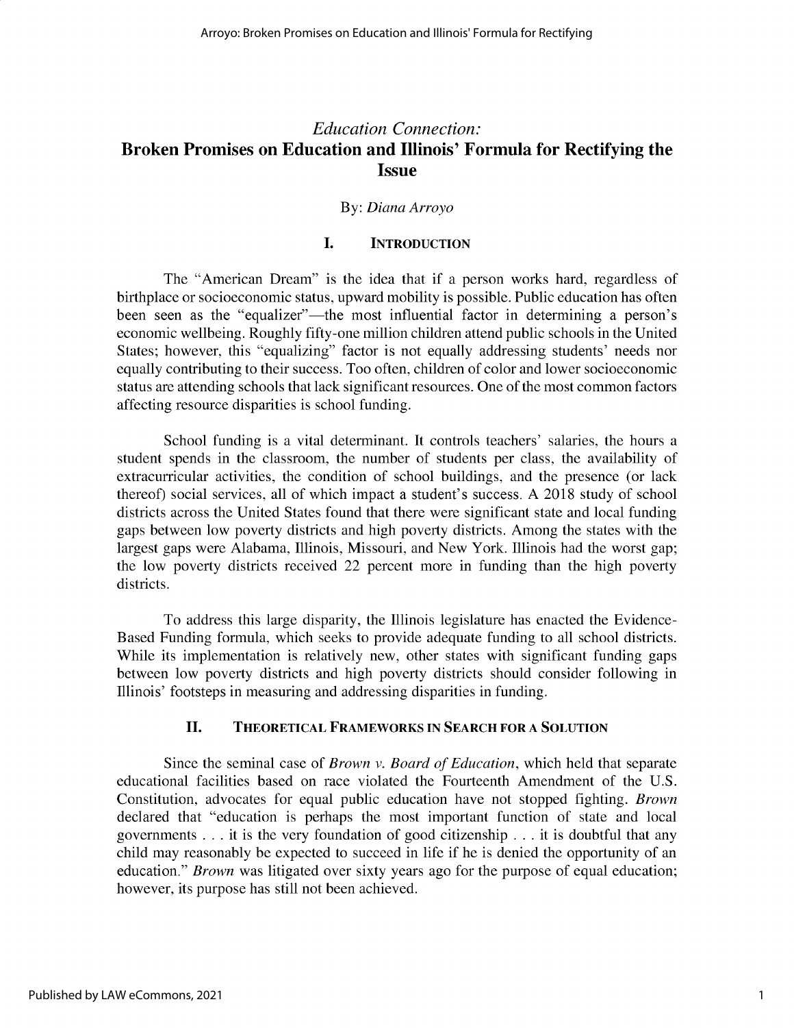*Education Connection:*

# Broken Promises on Education and Illinois' Formula for Rectifying the Issue

By: *Diana Arroyo*

## I. Introduction

The "American Dream" is the idea that if a person works hard, regardless of birthplace or socioeconomic status, upward mobility is possible. Public education has often been seen as the "equalizer"—the most influential factor in determining a person's economic wellbeing. Roughly fifty-one million children attend public schools in the United States; however, this "equalizing" factor is not equally addressing students' needs nor equally contributing to their success. Too often, children of color and lower socioeconomic status are attending schools that lack significant resources. One of the most common factors affecting resource disparities is school funding.

School funding is a vital determinant. It controls teachers' salaries, the hours a student spends in the classroom, the number of students per class, the availability of extracurricular activities, the condition of school buildings, and the presence (or lack thereof) social services, all of which impact a student's success. A 2018 study of school districts across the United States found that there were significant state and local funding gaps between low poverty districts and high poverty districts. Among the states with the largest gaps were Alabama, Illinois, Missouri, and New York. Illinois had the worst gap; the low poverty districts received 22 percent more in funding than the high poverty districts.

To address this large disparity, the Illinois legislature has enacted the Evidence-Based Funding formula, which seeks to provide adequate funding to all school districts. While its implementation is relatively new, other states with significant funding gaps between low poverty districts and high poverty districts should consider following in Illinois' footsteps in measuring and addressing disparities in funding.

## II. Theoretical Frameworks in Search for a Solution

Since the seminal case of *Brown v. Board of Education*, which held that separate educational facilities based on race violated the Fourteenth Amendment of the U.S. Constitution, advocates for equal public education have not stopped fighting. *Brown* declared that "education is perhaps the most important function of state and local governments . . . it is the very foundation of good citizenship . . . it is doubtful that any child may reasonably be expected to succeed in life if he is denied the opportunity of an education." *Brown* was litigated over sixty years ago for the purpose of equal education; however, its purpose has still not been achieved.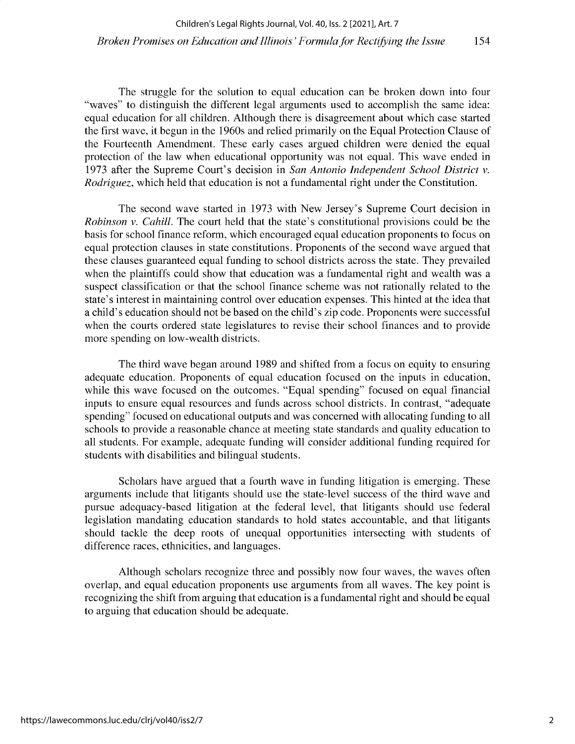The struggle for the solution to equal education can be broken down into four "waves" to distinguish the different legal arguments used to accomplish the same idea: equal education for all children. Although there is disagreement about which case started the first wave, it begun in the 1960s and relied primarily on the Equal Protection Clause of the Fourteenth Amendment. These early cases argued children were denied the equal protection of the law when educational opportunity was not equal. This wave ended in 1973 after the Supreme Court's decision in *San Antonio Independent School District v. Rodriguez*, which held that education is not a fundamental right under the Constitution.

The second wave started in 1973 with New Jersey's Supreme Court decision in *Robinson v. Cahill*. The court held that the state's constitutional provisions could be the basis for school finance reform, which encouraged equal education proponents to focus on equal protection clauses in state constitutions. Proponents of the second wave argued that these clauses guaranteed equal funding to school districts across the state. They prevailed when the plaintiffs could show that education was a fundamental right and wealth was a suspect classification or that the school finance scheme was not rationally related to the state's interest in maintaining control over education expenses. This hinted at the idea that a child's education should not be based on the child's zip code. Proponents were successful when the courts ordered state legislatures to revise their school finances and to provide more spending on low-wealth districts.

The third wave began around 1989 and shifted from a focus on equity to ensuring adequate education. Proponents of equal education focused on the inputs in education, while this wave focused on the outcomes. "Equal spending" focused on equal financial inputs to ensure equal resources and funds across school districts. In contrast, "adequate spending" focused on educational outputs and was concerned with allocating funding to all schools to provide a reasonable chance at meeting state standards and quality education to all students. For example, adequate funding will consider additional funding required for students with disabilities and bilingual students.

Scholars have argued that a fourth wave in funding litigation is emerging. These arguments include that litigants should use the state-level success of the third wave and pursue adequacy-based litigation at the federal level, that litigants should use federal legislation mandating education standards to hold states accountable, and that litigants should tackle the deep roots of unequal opportunities intersecting with students of difference races, ethnicities, and languages.

Although scholars recognize three and possibly now four waves, the waves often overlap, and equal education proponents use arguments from all waves. The key point is recognizing the shift from arguing that education is a fundamental right and should be equal to arguing that education should be adequate.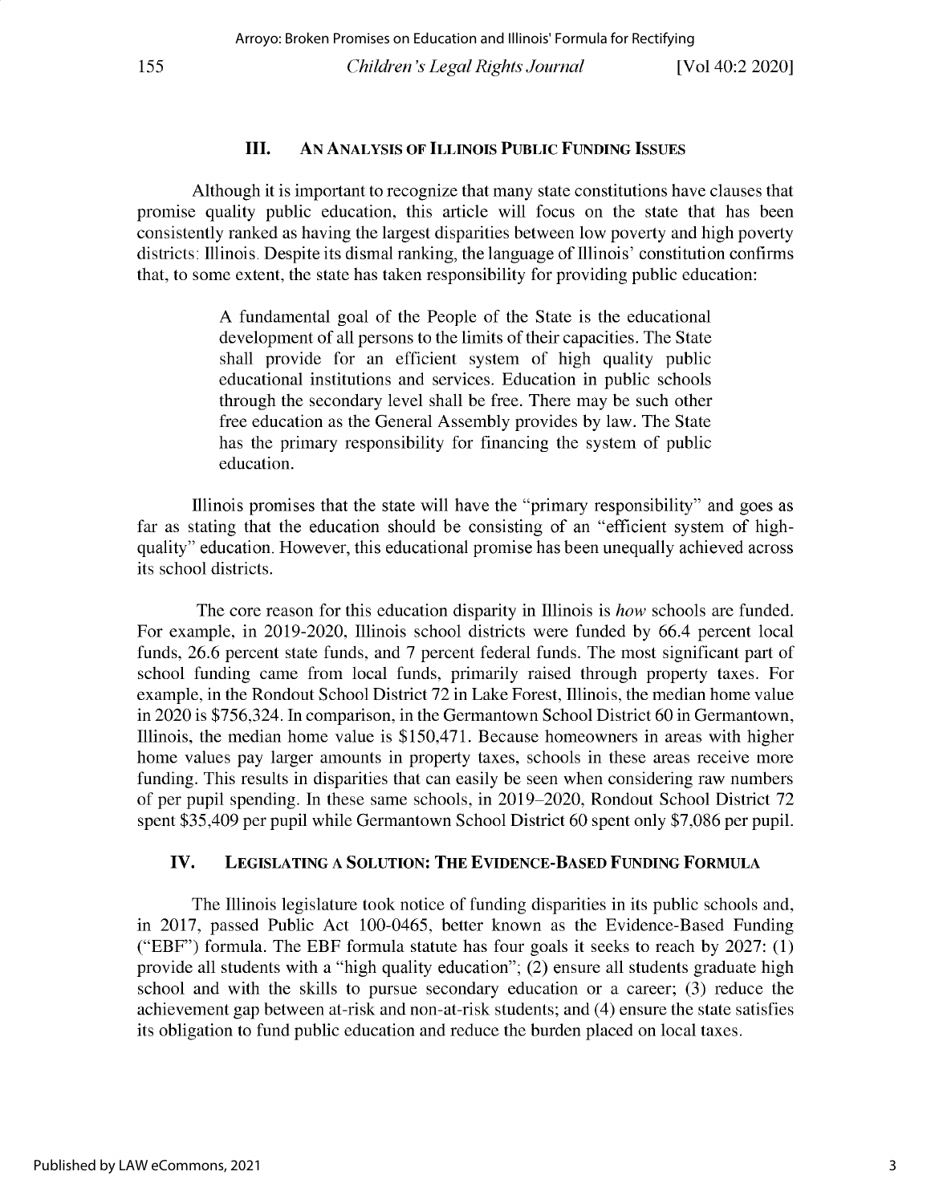## III. AN ANALYSIS OF ILLINOIS PUBLIC FUNDING ISSUES

Although it is important to recognize that many state constitutions have clauses that promise quality public education, this article will focus on the state that has been consistently ranked as having the largest disparities between low poverty and high poverty districts: Illinois. Despite its dismal ranking, the language of Illinois' constitution confirms that, to some extent, the state has taken responsibility for providing public education:

> A fundamental goal of the People of the State is the educational development of all persons to the limits of their capacities. The State shall provide for an efficient system of high quality public educational institutions and services. Education in public schools through the secondary level shall be free. There may be such other free education as the General Assembly provides by law. The State has the primary responsibility for financing the system of public education.

Illinois promises that the state will have the "primary responsibility" and goes as far as stating that the education should be consisting of an "efficient system of high-quality" education. However, this educational promise has been unequally achieved across its school districts.

The core reason for this education disparity in Illinois is *how* schools are funded. For example, in 2019-2020, Illinois school districts were funded by 66.4 percent local funds, 26.6 percent state funds, and 7 percent federal funds. The most significant part of school funding came from local funds, primarily raised through property taxes. For example, in the Rondout School District 72 in Lake Forest, Illinois, the median home value in 2020 is $756,324. In comparison, in the Germantown School District 60 in Germantown, Illinois, the median home value is $150,471. Because homeowners in areas with higher home values pay larger amounts in property taxes, schools in these areas receive more funding. This results in disparities that can easily be seen when considering raw numbers of per pupil spending. In these same schools, in 2019–2020, Rondout School District 72 spent $35,409 per pupil while Germantown School District 60 spent only $7,086 per pupil.

## IV. LEGISLATING A SOLUTION: THE EVIDENCE-BASED FUNDING FORMULA

The Illinois legislature took notice of funding disparities in its public schools and, in 2017, passed Public Act 100-0465, better known as the Evidence-Based Funding ("EBF") formula. The EBF formula statute has four goals it seeks to reach by 2027: (1) provide all students with a "high quality education"; (2) ensure all students graduate high school and with the skills to pursue secondary education or a career; (3) reduce the achievement gap between at-risk and non-at-risk students; and (4) ensure the state satisfies its obligation to fund public education and reduce the burden placed on local taxes.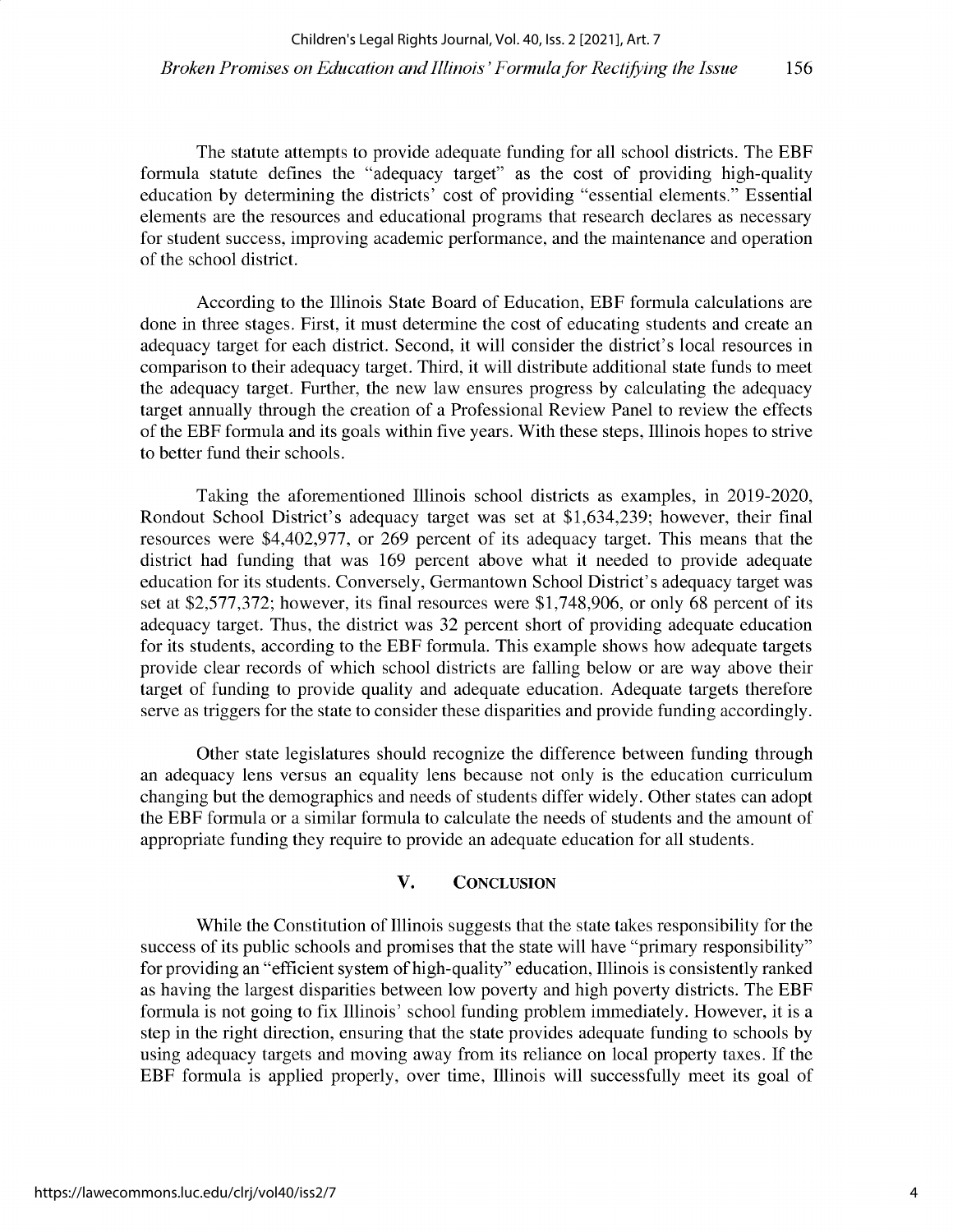The statute attempts to provide adequate funding for all school districts. The EBF formula statute defines the "adequacy target" as the cost of providing high-quality education by determining the districts' cost of providing "essential elements." Essential elements are the resources and educational programs that research declares as necessary for student success, improving academic performance, and the maintenance and operation of the school district.

According to the Illinois State Board of Education, EBF formula calculations are done in three stages. First, it must determine the cost of educating students and create an adequacy target for each district. Second, it will consider the district's local resources in comparison to their adequacy target. Third, it will distribute additional state funds to meet the adequacy target. Further, the new law ensures progress by calculating the adequacy target annually through the creation of a Professional Review Panel to review the effects of the EBF formula and its goals within five years. With these steps, Illinois hopes to strive to better fund their schools.

Taking the aforementioned Illinois school districts as examples, in 2019-2020, Rondout School District's adequacy target was set at $1,634,239; however, their final resources were $4,402,977, or 269 percent of its adequacy target. This means that the district had funding that was 169 percent above what it needed to provide adequate education for its students. Conversely, Germantown School District's adequacy target was set at $2,577,372; however, its final resources were $1,748,906, or only 68 percent of its adequacy target. Thus, the district was 32 percent short of providing adequate education for its students, according to the EBF formula. This example shows how adequate targets provide clear records of which school districts are falling below or are way above their target of funding to provide quality and adequate education. Adequate targets therefore serve as triggers for the state to consider these disparities and provide funding accordingly.

Other state legislatures should recognize the difference between funding through an adequacy lens versus an equality lens because not only is the education curriculum changing but the demographics and needs of students differ widely. Other states can adopt the EBF formula or a similar formula to calculate the needs of students and the amount of appropriate funding they require to provide an adequate education for all students.

## V. CONCLUSION

While the Constitution of Illinois suggests that the state takes responsibility for the success of its public schools and promises that the state will have "primary responsibility" for providing an "efficient system of high-quality" education, Illinois is consistently ranked as having the largest disparities between low poverty and high poverty districts. The EBF formula is not going to fix Illinois' school funding problem immediately. However, it is a step in the right direction, ensuring that the state provides adequate funding to schools by using adequacy targets and moving away from its reliance on local property taxes. If the EBF formula is applied properly, over time, Illinois will successfully meet its goal of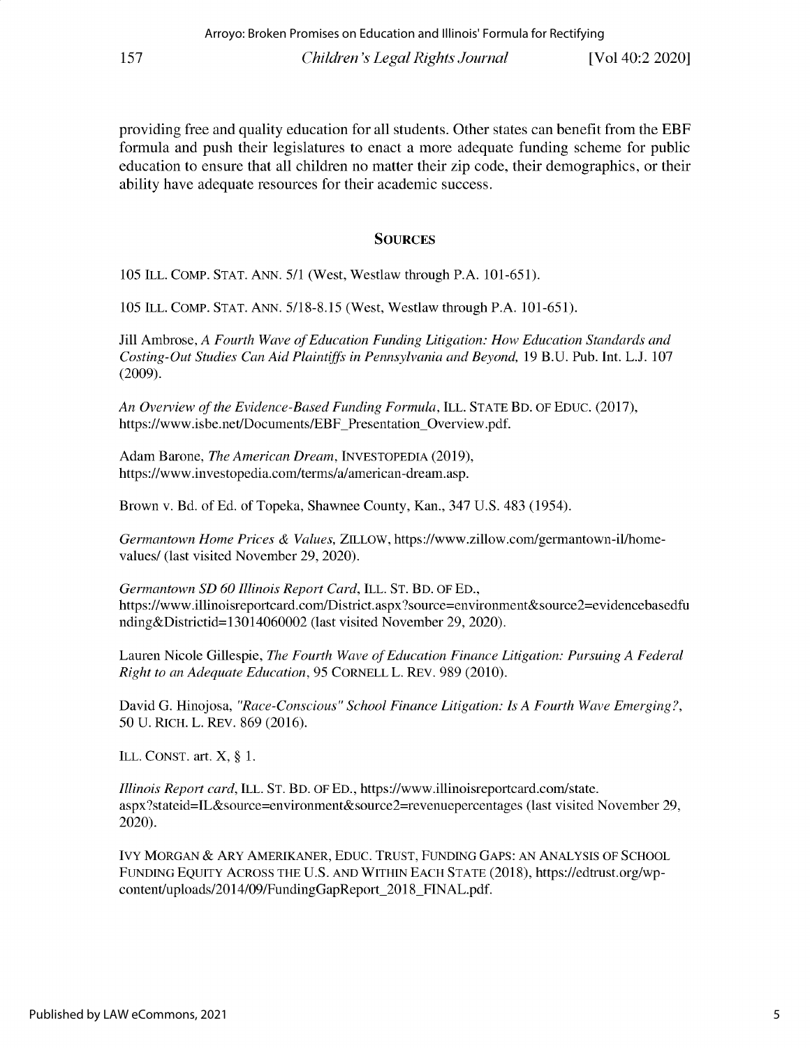providing free and quality education for all students. Other states can benefit from the EBF formula and push their legislatures to enact a more adequate funding scheme for public education to ensure that all children no matter their zip code, their demographics, or their ability have adequate resources for their academic success.

## SOURCES

105 ILL. COMP. STAT. ANN. 5/1 (West, Westlaw through P.A. 101-651).

105 ILL. COMP. STAT. ANN. 5/18-8.15 (West, Westlaw through P.A. 101-651).

Jill Ambrose, *A Fourth Wave of Education Funding Litigation: How Education Standards and Costing-Out Studies Can Aid Plaintiffs in Pennsylvania and Beyond,* 19 B.U. Pub. Int. L.J. 107 (2009).

*An Overview of the Evidence-Based Funding Formula*, ILL. STATE BD. OF EDUC. (2017), https://www.isbe.net/Documents/EBF_Presentation_Overview.pdf.

Adam Barone, *The American Dream*, INVESTOPEDIA (2019), https://www.investopedia.com/terms/a/american-dream.asp.

Brown v. Bd. of Ed. of Topeka, Shawnee County, Kan., 347 U.S. 483 (1954).

*Germantown Home Prices & Values,* ZILLOW, https://www.zillow.com/germantown-il/home-values/ (last visited November 29, 2020).

*Germantown SD 60 Illinois Report Card*, ILL. ST. BD. OF ED., https://www.illinoisreportcard.com/District.aspx?source=environment&source2=evidencebasedfunding&Districtid=13014060002 (last visited November 29, 2020).

Lauren Nicole Gillespie, *The Fourth Wave of Education Finance Litigation: Pursuing A Federal Right to an Adequate Education*, 95 CORNELL L. REV. 989 (2010).

David G. Hinojosa, *"Race-Conscious" School Finance Litigation: Is A Fourth Wave Emerging?*, 50 U. RICH. L. REV. 869 (2016).

ILL. CONST. art. X, § 1.

*Illinois Report card*, ILL. ST. BD. OF ED., https://www.illinoisreportcard.com/state.aspx?stateid=IL&source=environment&source2=revenuepercentages (last visited November 29, 2020).

IVY MORGAN & ARY AMERIKANER, EDUC. TRUST, FUNDING GAPS: AN ANALYSIS OF SCHOOL FUNDING EQUITY ACROSS THE U.S. AND WITHIN EACH STATE (2018), https://edtrust.org/wp-content/uploads/2014/09/FundingGapReport_2018_FINAL.pdf.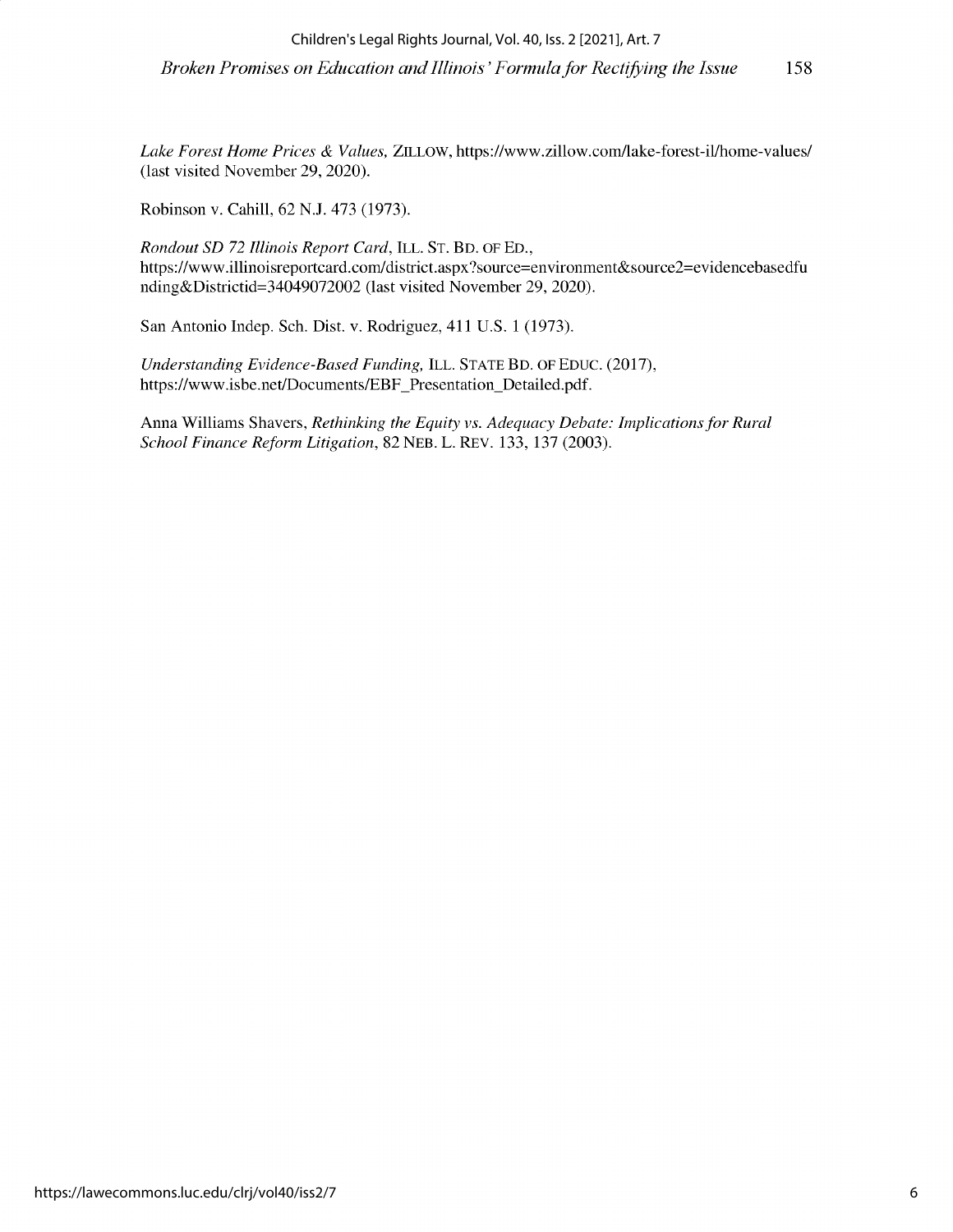*Lake Forest Home Prices & Values*, ZILLOW, https://www.zillow.com/lake-forest-il/home-values/ (last visited November 29, 2020).

Robinson v. Cahill, 62 N.J. 473 (1973).

*Rondout SD 72 Illinois Report Card*, ILL. ST. BD. OF ED., https://www.illinoisreportcard.com/district.aspx?source=environment&source2=evidencebasedfunding&Districtid=34049072002 (last visited November 29, 2020).

San Antonio Indep. Sch. Dist. v. Rodriguez, 411 U.S. 1 (1973).

*Understanding Evidence-Based Funding*, ILL. STATE BD. OF EDUC. (2017), https://www.isbe.net/Documents/EBF_Presentation_Detailed.pdf.

Anna Williams Shavers, *Rethinking the Equity vs. Adequacy Debate: Implications for Rural School Finance Reform Litigation*, 82 NEB. L. REV. 133, 137 (2003).